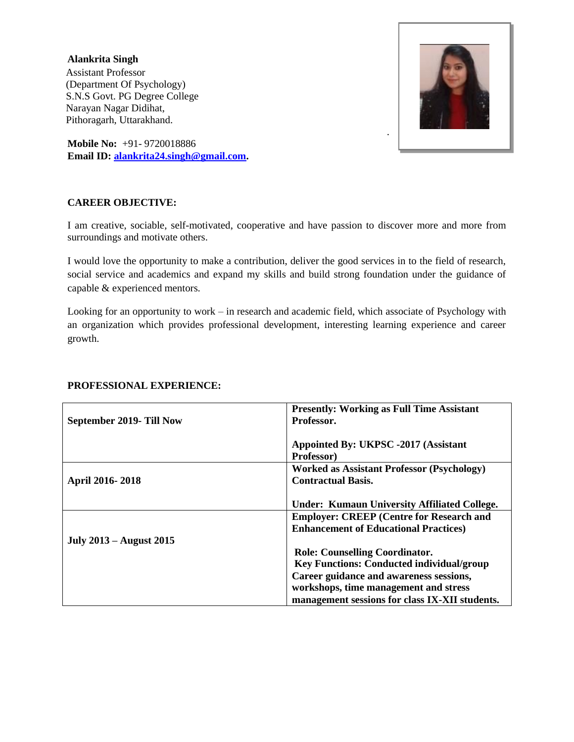**Alankrita Singh**
Assistant Professor
(Department Of Psychology)
S.N.S Govt. PG Degree College
Narayan Nagar Didihat,
Pithoragarh, Uttarakhand.

**Mobile No:** +91- 9720018886
**Email ID:** alankrita24.singh@gmail.com.

## CAREER OBJECTIVE:

I am creative, sociable, self-motivated, cooperative and have passion to discover more and more from surroundings and motivate others.

I would love the opportunity to make a contribution, deliver the good services in to the field of research, social service and academics and expand my skills and build strong foundation under the guidance of capable & experienced mentors.

Looking for an opportunity to work – in research and academic field, which associate of Psychology with an organization which provides professional development, interesting learning experience and career growth.

## PROFESSIONAL EXPERIENCE:

| | |
|---|---|
| **September 2019- Till Now** | **Presently: Working as Full Time Assistant Professor.**<br><br>**Appointed By: UKPSC -2017 (Assistant Professor)** |
| **April 2016- 2018** | **Worked as Assistant Professor (Psychology) Contractual Basis.**<br><br>**Under: Kumaun University Affiliated College.** |
| **July 2013 – August 2015** | **Employer: CREEP (Centre for Research and Enhancement of Educational Practices)**<br><br>**Role: Counselling Coordinator.**<br>**Key Functions: Conducted individual/group Career guidance and awareness sessions, workshops, time management and stress management sessions for class IX-XII students.** |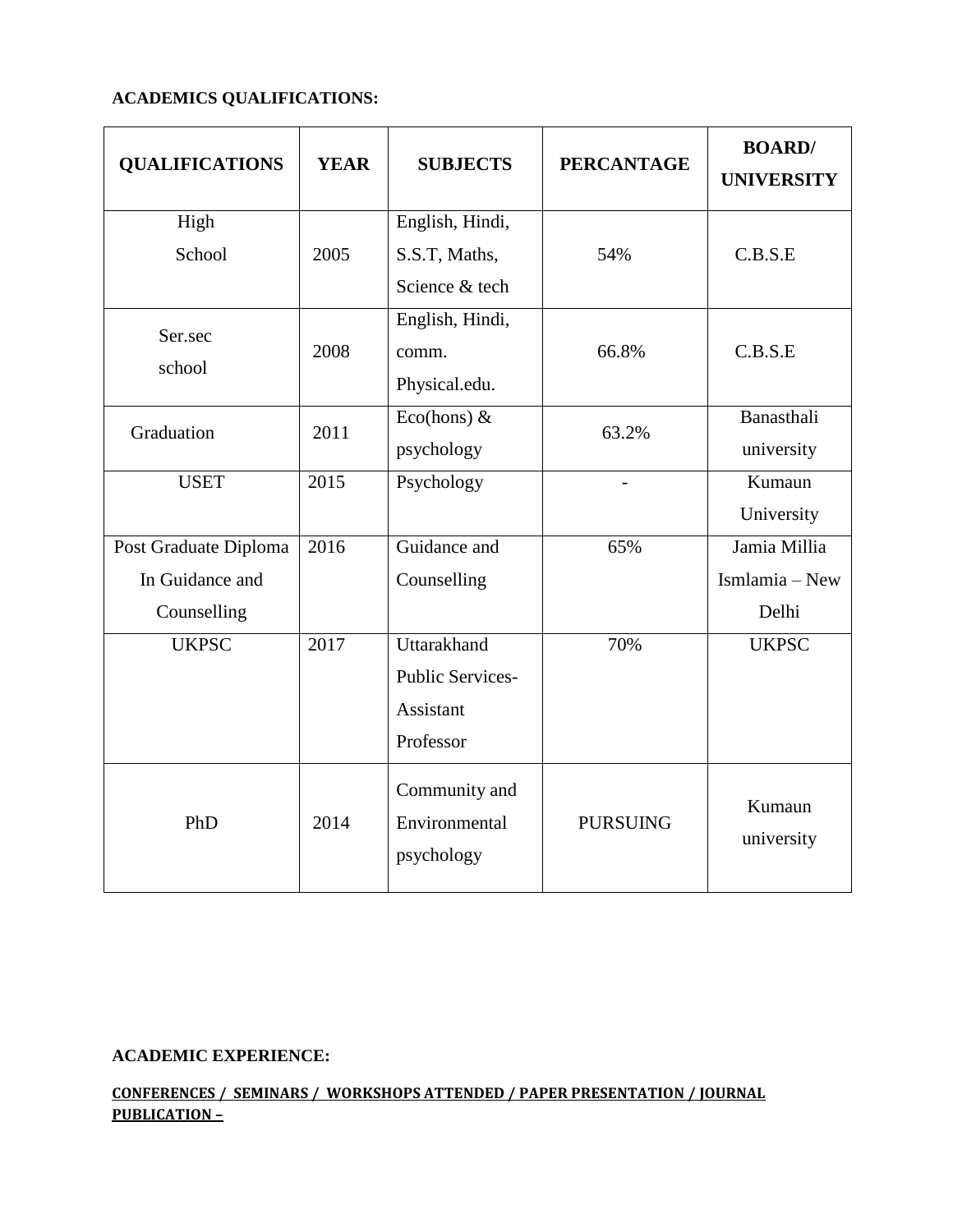**ACADEMICS QUALIFICATIONS:**

| QUALIFICATIONS | YEAR | SUBJECTS | PERCANTAGE | BOARD/ UNIVERSITY |
|---|---|---|---|---|
| High School | 2005 | English, Hindi, S.S.T, Maths, Science & tech | 54% | C.B.S.E |
| Ser.sec school | 2008 | English, Hindi, comm. Physical.edu. | 66.8% | C.B.S.E |
| Graduation | 2011 | Eco(hons) & psychology | 63.2% | Banasthali university |
| USET | 2015 | Psychology | - | Kumaun University |
| Post Graduate Diploma In Guidance and Counselling | 2016 | Guidance and Counselling | 65% | Jamia Millia Ismlamia – New Delhi |
| UKPSC | 2017 | Uttarakhand Public Services- Assistant Professor | 70% | UKPSC |
| PhD | 2014 | Community and Environmental psychology | PURSUING | Kumaun university |

**ACADEMIC EXPERIENCE:**

**CONFERENCES / SEMINARS / WORKSHOPS ATTENDED / PAPER PRESENTATION / JOURNAL PUBLICATION –**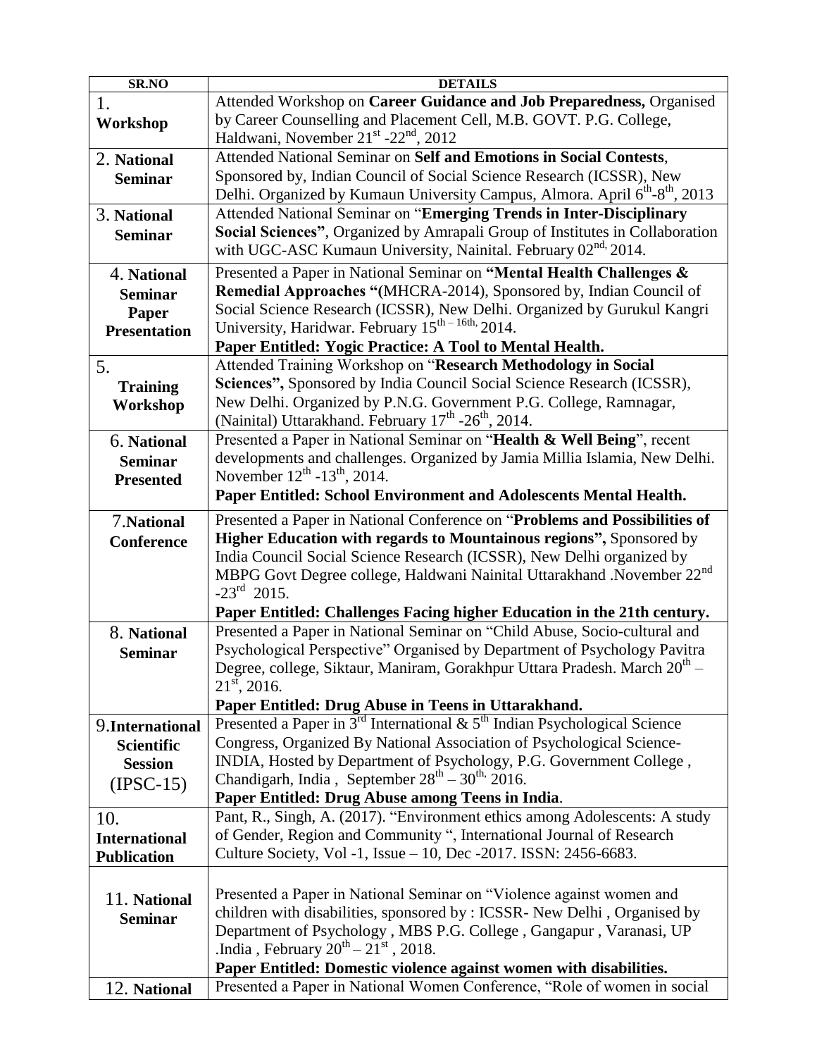| SR.NO | DETAILS |
|---|---|
| 1. **Workshop** | Attended Workshop on **Career Guidance and Job Preparedness,** Organised by Career Counselling and Placement Cell, M.B. GOVT. P.G. College, Haldwani, November 21st -22nd, 2012 |
| 2. **National Seminar** | Attended National Seminar on **Self and Emotions in Social Contests**, Sponsored by, Indian Council of Social Science Research (ICSSR), New Delhi. Organized by Kumaun University Campus, Almora. April 6th-8th, 2013 |
| 3. **National Seminar** | Attended National Seminar on "**Emerging Trends in Inter-Disciplinary Social Sciences"**, Organized by Amrapali Group of Institutes in Collaboration with UGC-ASC Kumaun University, Nainital. February 02nd, 2014. |
| 4. **National Seminar Paper Presentation** | Presented a Paper in National Seminar on **"Mental Health Challenges & Remedial Approaches "**(MHCRA-2014), Sponsored by, Indian Council of Social Science Research (ICSSR), New Delhi. Organized by Gurukul Kangri University, Haridwar. February 15th – 16th, 2014.<br>**Paper Entitled: Yogic Practice: A Tool to Mental Health.** |
| 5. **Training Workshop** | Attended Training Workshop on "**Research Methodology in Social Sciences",** Sponsored by India Council Social Science Research (ICSSR), New Delhi. Organized by P.N.G. Government P.G. College, Ramnagar, (Nainital) Uttarakhand. February 17th -26th, 2014. |
| 6. **National Seminar Presented** | Presented a Paper in National Seminar on "**Health & Well Being**", recent developments and challenges. Organized by Jamia Millia Islamia, New Delhi. November 12th -13th, 2014.<br>**Paper Entitled: School Environment and Adolescents Mental Health.** |
| 7.**National Conference** | Presented a Paper in National Conference on "**Problems and Possibilities of Higher Education with regards to Mountainous regions",** Sponsored by India Council Social Science Research (ICSSR), New Delhi organized by MBPG Govt Degree college, Haldwani Nainital Uttarakhand .November 22nd -23rd 2015.<br>**Paper Entitled: Challenges Facing higher Education in the 21th century.** |
| 8. **National Seminar** | Presented a Paper in National Seminar on "Child Abuse, Socio-cultural and Psychological Perspective" Organised by Department of Psychology Pavitra Degree, college, Siktaur, Maniram, Gorakhpur Uttara Pradesh. March 20th – 21st, 2016.<br>**Paper Entitled: Drug Abuse in Teens in Uttarakhand.** |
| 9.**International Scientific Session** (IPSC-15) | Presented a Paper in 3rd International & 5th Indian Psychological Science Congress, Organized By National Association of Psychological Science-INDIA, Hosted by Department of Psychology, P.G. Government College , Chandigarh, India , September 28th – 30th, 2016.<br>**Paper Entitled: Drug Abuse among Teens in India**. |
| 10. **International Publication** | Pant, R., Singh, A. (2017). "Environment ethics among Adolescents: A study of Gender, Region and Community ", International Journal of Research Culture Society, Vol -1, Issue – 10, Dec -2017. ISSN: 2456-6683. |
| 11. **National Seminar** | Presented a Paper in National Seminar on "Violence against women and children with disabilities, sponsored by : ICSSR- New Delhi , Organised by Department of Psychology , MBS P.G. College , Gangapur , Varanasi, UP .India , February 20th – 21st , 2018.<br>**Paper Entitled: Domestic violence against women with disabilities.** |
| 12. **National** | Presented a Paper in National Women Conference, "Role of women in social |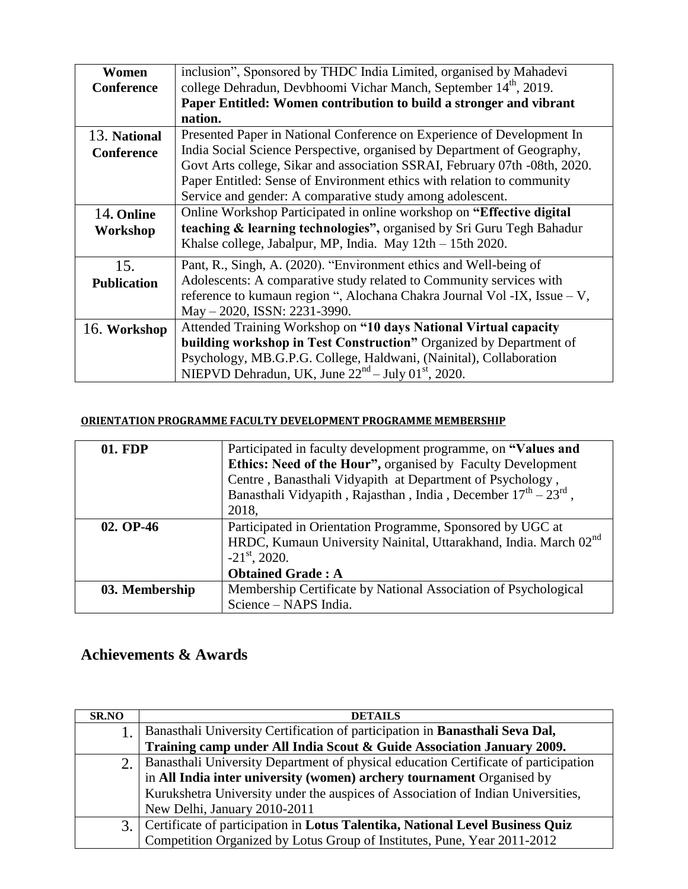| Women Conference | inclusion", Sponsored by THDC India Limited, organised by Mahadevi college Dehradun, Devbhoomi Vichar Manch, September 14th, 2019. **Paper Entitled: Women contribution to build a stronger and vibrant nation.** |
|---|---|
| 13. **National Conference** | Presented Paper in National Conference on Experience of Development In India Social Science Perspective, organised by Department of Geography, Govt Arts college, Sikar and association SSRAI, February 07th -08th, 2020. Paper Entitled: Sense of Environment ethics with relation to community Service and gender: A comparative study among adolescent. |
| 14. **Online Workshop** | Online Workshop Participated in online workshop on **"Effective digital teaching & learning technologies",** organised by Sri Guru Tegh Bahadur Khalse college, Jabalpur, MP, India. May 12th – 15th 2020. |
| 15. **Publication** | Pant, R., Singh, A. (2020). "Environment ethics and Well-being of Adolescents: A comparative study related to Community services with reference to kumaun region ", Alochana Chakra Journal Vol -IX, Issue – V, May – 2020, ISSN: 2231-3990. |
| 16. **Workshop** | Attended Training Workshop on **"10 days National Virtual capacity building workshop in Test Construction"** Organized by Department of Psychology, MB.G.P.G. College, Haldwani, (Nainital), Collaboration NIEPVD Dehradun, UK, June 22nd – July 01st, 2020. |

**ORIENTATION PROGRAMME FACULTY DEVELOPMENT PROGRAMME MEMBERSHIP**

| **01. FDP** | Participated in faculty development programme, on **"Values and Ethics: Need of the Hour",** organised by Faculty Development Centre , Banasthali Vidyapith at Department of Psychology , Banasthali Vidyapith , Rajasthan , India , December 17th – 23rd , 2018, |
|---|---|
| **02. OP-46** | Participated in Orientation Programme, Sponsored by UGC at HRDC, Kumaun University Nainital, Uttarakhand, India. March 02nd -21st, 2020. **Obtained Grade : A** |
| **03. Membership** | Membership Certificate by National Association of Psychological Science – NAPS India. |

## Achievements & Awards

| SR.NO | DETAILS |
|---|---|
| 1. | Banasthali University Certification of participation in **Banasthali Seva Dal, Training camp under All India Scout & Guide Association January 2009.** |
| 2. | Banasthali University Department of physical education Certificate of participation in **All India inter university (women) archery tournament** Organised by Kurukshetra University under the auspices of Association of Indian Universities, New Delhi, January 2010-2011 |
| 3. | Certificate of participation in **Lotus Talentika, National Level Business Quiz** Competition Organized by Lotus Group of Institutes, Pune, Year 2011-2012 |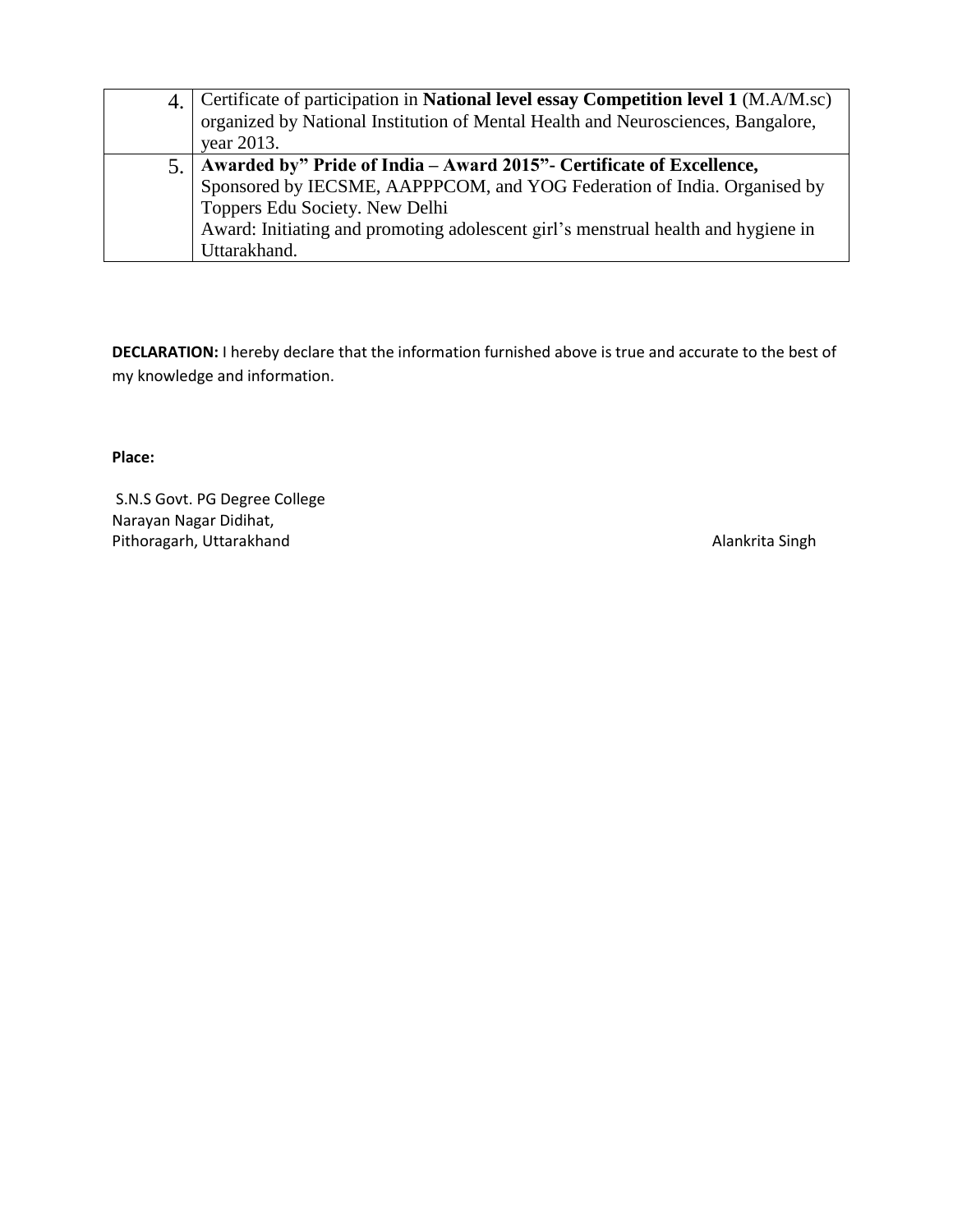| | |
|---|---|
| 4. | Certificate of participation in **National level essay Competition level 1** (M.A/M.sc) organized by National Institution of Mental Health and Neurosciences, Bangalore, year 2013. |
| 5. | **Awarded by" Pride of India – Award 2015"- Certificate of Excellence,** Sponsored by IECSME, AAPPPCOM, and YOG Federation of India. Organised by Toppers Edu Society. New Delhi<br>Award: Initiating and promoting adolescent girl's menstrual health and hygiene in Uttarakhand. |

**DECLARATION:** I hereby declare that the information furnished above is true and accurate to the best of my knowledge and information.

**Place:**

S.N.S Govt. PG Degree College
Narayan Nagar Didihat,
Pithoragarh, Uttarakhand

Alankrita Singh